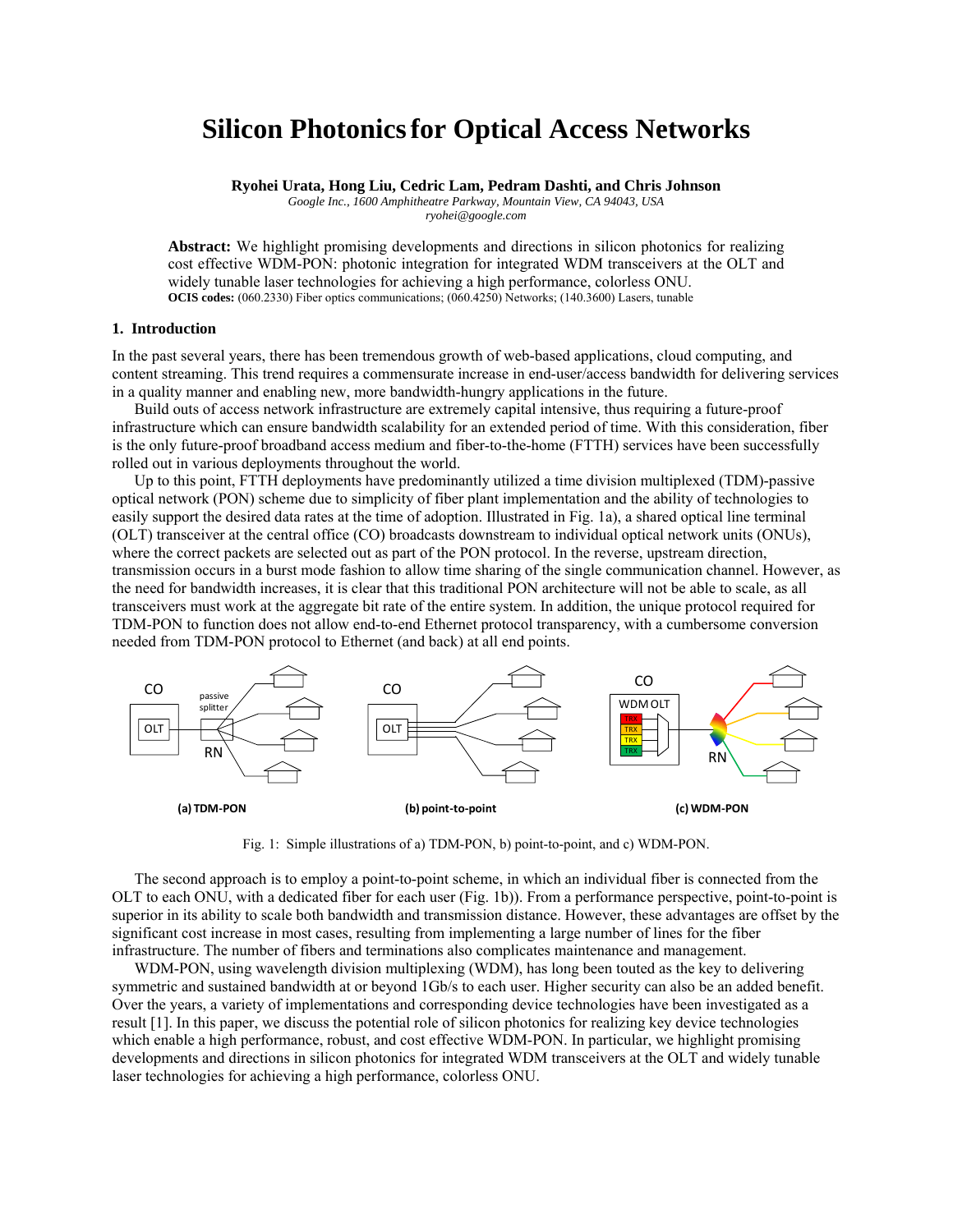# Silicon Photonics for Optical Access Networks

**Ryohei Urata, Hong Liu, Cedric Lam, Pedram Dashti, and Chris Johnson**

*Google Inc., 1600 Amphitheatre Parkway, Mountain View, CA 94043, USA*
*ryohei@google.com*

**Abstract:** We highlight promising developments and directions in silicon photonics for realizing cost effective WDM-PON: photonic integration for integrated WDM transceivers at the OLT and widely tunable laser technologies for achieving a high performance, colorless ONU.

**OCIS codes:** (060.2330) Fiber optics communications; (060.4250) Networks; (140.3600) Lasers, tunable

## 1. Introduction

In the past several years, there has been tremendous growth of web-based applications, cloud computing, and content streaming. This trend requires a commensurate increase in end-user/access bandwidth for delivering services in a quality manner and enabling new, more bandwidth-hungry applications in the future.

Build outs of access network infrastructure are extremely capital intensive, thus requiring a future-proof infrastructure which can ensure bandwidth scalability for an extended period of time. With this consideration, fiber is the only future-proof broadband access medium and fiber-to-the-home (FTTH) services have been successfully rolled out in various deployments throughout the world.

Up to this point, FTTH deployments have predominantly utilized a time division multiplexed (TDM)-passive optical network (PON) scheme due to simplicity of fiber plant implementation and the ability of technologies to easily support the desired data rates at the time of adoption. Illustrated in Fig. 1a), a shared optical line terminal (OLT) transceiver at the central office (CO) broadcasts downstream to individual optical network units (ONUs), where the correct packets are selected out as part of the PON protocol. In the reverse, upstream direction, transmission occurs in a burst mode fashion to allow time sharing of the single communication channel. However, as the need for bandwidth increases, it is clear that this traditional PON architecture will not be able to scale, as all transceivers must work at the aggregate bit rate of the entire system. In addition, the unique protocol required for TDM-PON to function does not allow end-to-end Ethernet protocol transparency, with a cumbersome conversion needed from TDM-PON protocol to Ethernet (and back) at all end points.

(a) TDM-PON (b) point-to-point (c) WDM-PON

Fig. 1: Simple illustrations of a) TDM-PON, b) point-to-point, and c) WDM-PON.

The second approach is to employ a point-to-point scheme, in which an individual fiber is connected from the OLT to each ONU, with a dedicated fiber for each user (Fig. 1b)). From a performance perspective, point-to-point is superior in its ability to scale both bandwidth and transmission distance. However, these advantages are offset by the significant cost increase in most cases, resulting from implementing a large number of lines for the fiber infrastructure. The number of fibers and terminations also complicates maintenance and management.

WDM-PON, using wavelength division multiplexing (WDM), has long been touted as the key to delivering symmetric and sustained bandwidth at or beyond 1Gb/s to each user. Higher security can also be an added benefit. Over the years, a variety of implementations and corresponding device technologies have been investigated as a result [1]. In this paper, we discuss the potential role of silicon photonics for realizing key device technologies which enable a high performance, robust, and cost effective WDM-PON. In particular, we highlight promising developments and directions in silicon photonics for integrated WDM transceivers at the OLT and widely tunable laser technologies for achieving a high performance, colorless ONU.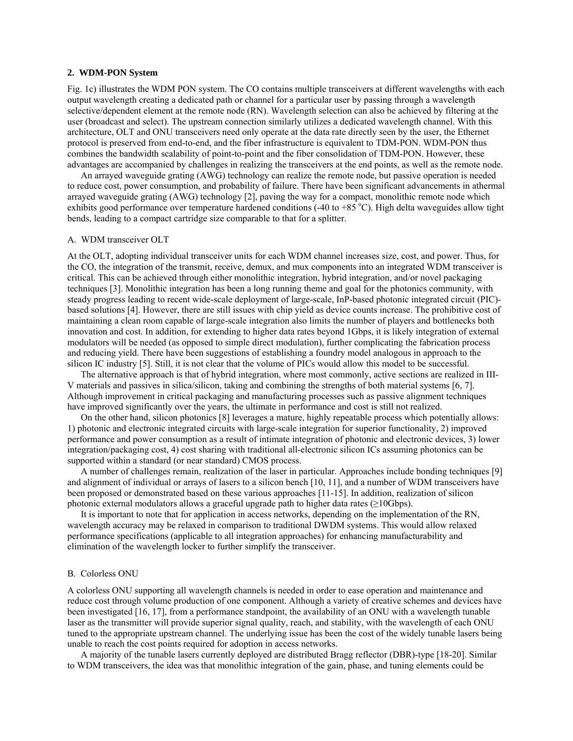## 2. WDM-PON System

Fig. 1c) illustrates the WDM PON system. The CO contains multiple transceivers at different wavelengths with each output wavelength creating a dedicated path or channel for a particular user by passing through a wavelength selective/dependent element at the remote node (RN). Wavelength selection can also be achieved by filtering at the user (broadcast and select). The upstream connection similarly utilizes a dedicated wavelength channel. With this architecture, OLT and ONU transceivers need only operate at the data rate directly seen by the user, the Ethernet protocol is preserved from end-to-end, and the fiber infrastructure is equivalent to TDM-PON. WDM-PON thus combines the bandwidth scalability of point-to-point and the fiber consolidation of TDM-PON. However, these advantages are accompanied by challenges in realizing the transceivers at the end points, as well as the remote node.

An arrayed waveguide grating (AWG) technology can realize the remote node, but passive operation is needed to reduce cost, power consumption, and probability of failure. There have been significant advancements in athermal arrayed waveguide grating (AWG) technology [2], paving the way for a compact, monolithic remote node which exhibits good performance over temperature hardened conditions (-40 to +85 $^{o}$C). High delta waveguides allow tight bends, leading to a compact cartridge size comparable to that for a splitter.

### A. WDM transceiver OLT

At the OLT, adopting individual transceiver units for each WDM channel increases size, cost, and power. Thus, for the CO, the integration of the transmit, receive, demux, and mux components into an integrated WDM transceiver is critical. This can be achieved through either monolithic integration, hybrid integration, and/or novel packaging techniques [3]. Monolithic integration has been a long running theme and goal for the photonics community, with steady progress leading to recent wide-scale deployment of large-scale, InP-based photonic integrated circuit (PIC)-based solutions [4]. However, there are still issues with chip yield as device counts increase. The prohibitive cost of maintaining a clean room capable of large-scale integration also limits the number of players and bottlenecks both innovation and cost. In addition, for extending to higher data rates beyond 1Gbps, it is likely integration of external modulators will be needed (as opposed to simple direct modulation), further complicating the fabrication process and reducing yield. There have been suggestions of establishing a foundry model analogous in approach to the silicon IC industry [5]. Still, it is not clear that the volume of PICs would allow this model to be successful.

The alternative approach is that of hybrid integration, where most commonly, active sections are realized in III-V materials and passives in silica/silicon, taking and combining the strengths of both material systems [6, 7]. Although improvement in critical packaging and manufacturing processes such as passive alignment techniques have improved significantly over the years, the ultimate in performance and cost is still not realized.

On the other hand, silicon photonics [8] leverages a mature, highly repeatable process which potentially allows: 1) photonic and electronic integrated circuits with large-scale integration for superior functionality, 2) improved performance and power consumption as a result of intimate integration of photonic and electronic devices, 3) lower integration/packaging cost, 4) cost sharing with traditional all-electronic silicon ICs assuming photonics can be supported within a standard (or near standard) CMOS process.

A number of challenges remain, realization of the laser in particular. Approaches include bonding techniques [9] and alignment of individual or arrays of lasers to a silicon bench [10, 11], and a number of WDM transceivers have been proposed or demonstrated based on these various approaches [11-15]. In addition, realization of silicon photonic external modulators allows a graceful upgrade path to higher data rates (≥10Gbps).

It is important to note that for application in access networks, depending on the implementation of the RN, wavelength accuracy may be relaxed in comparison to traditional DWDM systems. This would allow relaxed performance specifications (applicable to all integration approaches) for enhancing manufacturability and elimination of the wavelength locker to further simplify the transceiver.

### B. Colorless ONU

A colorless ONU supporting all wavelength channels is needed in order to ease operation and maintenance and reduce cost through volume production of one component. Although a variety of creative schemes and devices have been investigated [16, 17], from a performance standpoint, the availability of an ONU with a wavelength tunable laser as the transmitter will provide superior signal quality, reach, and stability, with the wavelength of each ONU tuned to the appropriate upstream channel. The underlying issue has been the cost of the widely tunable lasers being unable to reach the cost points required for adoption in access networks.

A majority of the tunable lasers currently deployed are distributed Bragg reflector (DBR)-type [18-20]. Similar to WDM transceivers, the idea was that monolithic integration of the gain, phase, and tuning elements could be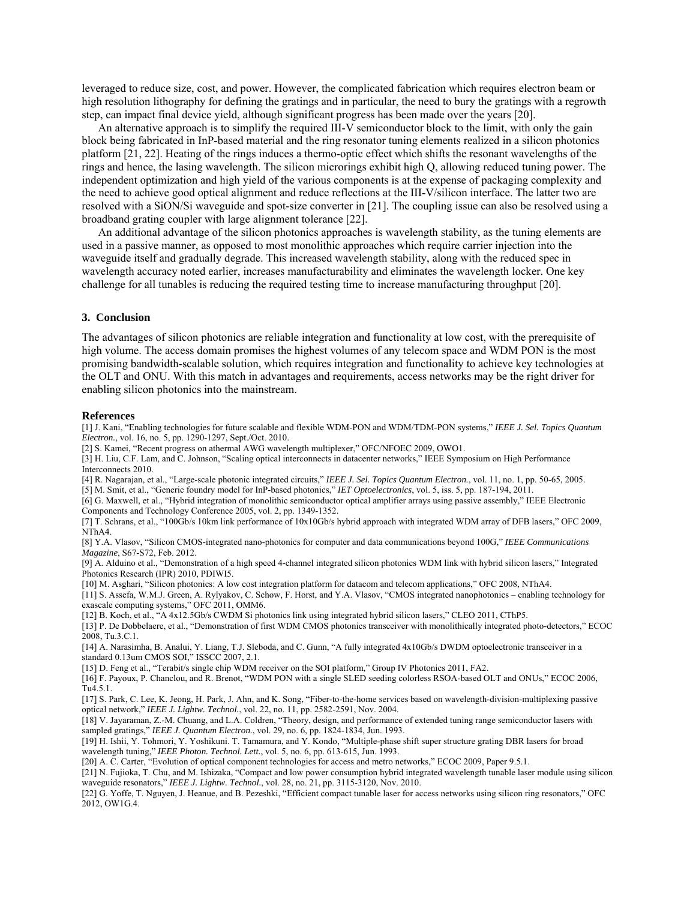leveraged to reduce size, cost, and power. However, the complicated fabrication which requires electron beam or high resolution lithography for defining the gratings and in particular, the need to bury the gratings with a regrowth step, can impact final device yield, although significant progress has been made over the years [20].

An alternative approach is to simplify the required III-V semiconductor block to the limit, with only the gain block being fabricated in InP-based material and the ring resonator tuning elements realized in a silicon photonics platform [21, 22]. Heating of the rings induces a thermo-optic effect which shifts the resonant wavelengths of the rings and hence, the lasing wavelength. The silicon microrings exhibit high Q, allowing reduced tuning power. The independent optimization and high yield of the various components is at the expense of packaging complexity and the need to achieve good optical alignment and reduce reflections at the III-V/silicon interface. The latter two are resolved with a SiON/Si waveguide and spot-size converter in [21]. The coupling issue can also be resolved using a broadband grating coupler with large alignment tolerance [22].

An additional advantage of the silicon photonics approaches is wavelength stability, as the tuning elements are used in a passive manner, as opposed to most monolithic approaches which require carrier injection into the waveguide itself and gradually degrade. This increased wavelength stability, along with the reduced spec in wavelength accuracy noted earlier, increases manufacturability and eliminates the wavelength locker. One key challenge for all tunables is reducing the required testing time to increase manufacturing throughput [20].

### 3. Conclusion

The advantages of silicon photonics are reliable integration and functionality at low cost, with the prerequisite of high volume. The access domain promises the highest volumes of any telecom space and WDM PON is the most promising bandwidth-scalable solution, which requires integration and functionality to achieve key technologies at the OLT and ONU. With this match in advantages and requirements, access networks may be the right driver for enabling silicon photonics into the mainstream.

### References

[1] J. Kani, "Enabling technologies for future scalable and flexible WDM-PON and WDM/TDM-PON systems," *IEEE J. Sel. Topics Quantum Electron.*, vol. 16, no. 5, pp. 1290-1297, Sept./Oct. 2010.

[2] S. Kamei, "Recent progress on athermal AWG wavelength multiplexer," OFC/NFOEC 2009, OWO1.

[3] H. Liu, C.F. Lam, and C. Johnson, "Scaling optical interconnects in datacenter networks," IEEE Symposium on High Performance Interconnects 2010.

[4] R. Nagarajan, et al., "Large-scale photonic integrated circuits," *IEEE J. Sel. Topics Quantum Electron.*, vol. 11, no. 1, pp. 50-65, 2005.

[5] M. Smit, et al., "Generic foundry model for InP-based photonics," *IET Optoelectronics*, vol. 5, iss. 5, pp. 187-194, 2011.

[6] G. Maxwell, et al., "Hybrid integration of monolithic semiconductor optical amplifier arrays using passive assembly," IEEE Electronic Components and Technology Conference 2005, vol. 2, pp. 1349-1352.

[7] T. Schrans, et al., "100Gb/s 10km link performance of 10x10Gb/s hybrid approach with integrated WDM array of DFB lasers," OFC 2009, NThA4.

[8] Y.A. Vlasov, "Silicon CMOS-integrated nano-photonics for computer and data communications beyond 100G," *IEEE Communications Magazine*, S67-S72, Feb. 2012.

[9] A. Alduino et al., "Demonstration of a high speed 4-channel integrated silicon photonics WDM link with hybrid silicon lasers," Integrated Photonics Research (IPR) 2010, PDIWI5.

[10] M. Asghari, "Silicon photonics: A low cost integration platform for datacom and telecom applications," OFC 2008, NThA4.

[11] S. Assefa, W.M.J. Green, A. Rylyakov, C. Schow, F. Horst, and Y.A. Vlasov, "CMOS integrated nanophotonics – enabling technology for exascale computing systems," OFC 2011, OMM6.

[12] B. Koch, et al., "A 4x12.5Gb/s CWDM Si photonics link using integrated hybrid silicon lasers," CLEO 2011, CThP5.

[13] P. De Dobbelaere, et al., "Demonstration of first WDM CMOS photonics transceiver with monolithically integrated photo-detectors," ECOC 2008, Tu.3.C.1.

[14] A. Narasimha, B. Analui, Y. Liang, T.J. Sleboda, and C. Gunn, "A fully integrated 4x10Gb/s DWDM optoelectronic transceiver in a standard 0.13um CMOS SOI," ISSCC 2007, 2.1.

[15] D. Feng et al., "Terabit/s single chip WDM receiver on the SOI platform," Group IV Photonics 2011, FA2.

[16] F. Payoux, P. Chanclou, and R. Brenot, "WDM PON with a single SLED seeding colorless RSOA-based OLT and ONUs," ECOC 2006, Tu4.5.1.

[17] S. Park, C. Lee, K. Jeong, H. Park, J. Ahn, and K. Song, "Fiber-to-the-home services based on wavelength-division-multiplexing passive optical network," *IEEE J. Lightw. Technol.*, vol. 22, no. 11, pp. 2582-2591, Nov. 2004.

[18] V. Jayaraman, Z.-M. Chuang, and L.A. Coldren, "Theory, design, and performance of extended tuning range semiconductor lasers with sampled gratings," *IEEE J. Quantum Electron.*, vol. 29, no. 6, pp. 1824-1834, Jun. 1993.

[19] H. Ishii, Y. Tohmori, Y. Yoshikuni. T. Tamamura, and Y. Kondo, "Multiple-phase shift super structure grating DBR lasers for broad wavelength tuning," *IEEE Photon. Technol. Lett.*, vol. 5, no. 6, pp. 613-615, Jun. 1993.

[20] A. C. Carter, "Evolution of optical component technologies for access and metro networks," ECOC 2009, Paper 9.5.1.

[21] N. Fujioka, T. Chu, and M. Ishizaka, "Compact and low power consumption hybrid integrated wavelength tunable laser module using silicon waveguide resonators," *IEEE J. Lightw. Technol.*, vol. 28, no. 21, pp. 3115-3120, Nov. 2010.

[22] G. Yoffe, T. Nguyen, J. Heanue, and B. Pezeshki, "Efficient compact tunable laser for access networks using silicon ring resonators," OFC 2012, OW1G.4.